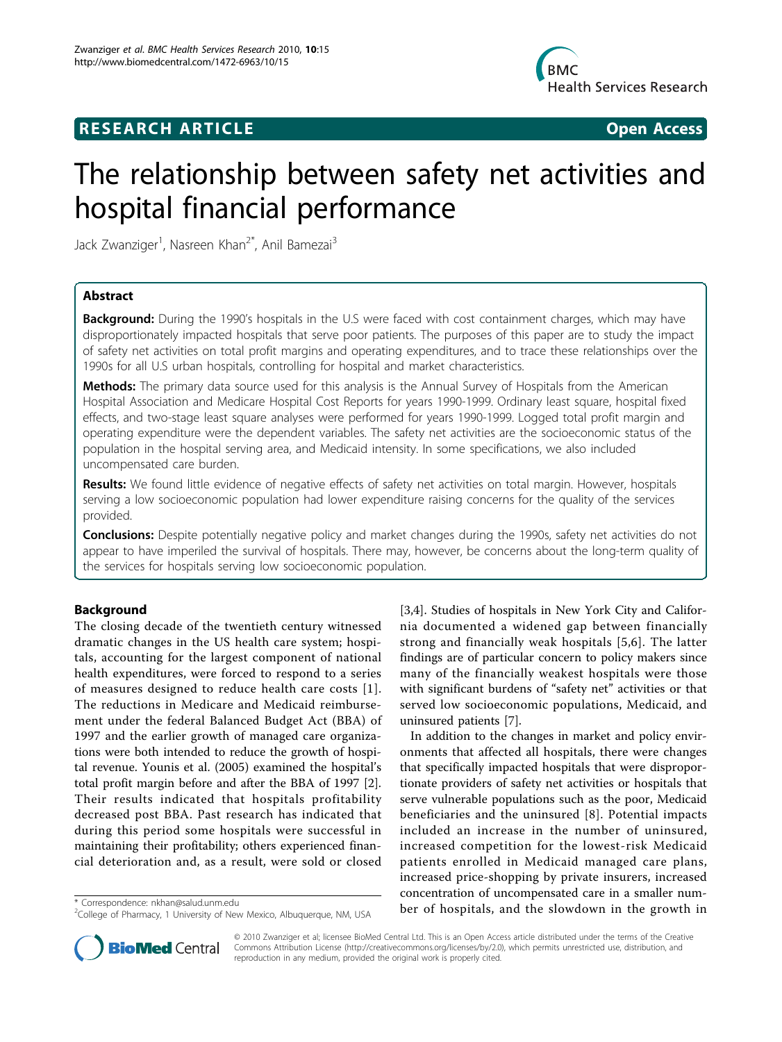**RESEARCH ARTICLE** **Open Access**

# The relationship between safety net activities and hospital financial performance

Jack Zwanziger[1], Nasreen Khan[2*], Anil Bamezai[3]

## Abstract

**Background:** During the 1990's hospitals in the U.S were faced with cost containment charges, which may have disproportionately impacted hospitals that serve poor patients. The purposes of this paper are to study the impact of safety net activities on total profit margins and operating expenditures, and to trace these relationships over the 1990s for all U.S urban hospitals, controlling for hospital and market characteristics.

**Methods:** The primary data source used for this analysis is the Annual Survey of Hospitals from the American Hospital Association and Medicare Hospital Cost Reports for years 1990-1999. Ordinary least square, hospital fixed effects, and two-stage least square analyses were performed for years 1990-1999. Logged total profit margin and operating expenditure were the dependent variables. The safety net activities are the socioeconomic status of the population in the hospital serving area, and Medicaid intensity. In some specifications, we also included uncompensated care burden.

**Results:** We found little evidence of negative effects of safety net activities on total margin. However, hospitals serving a low socioeconomic population had lower expenditure raising concerns for the quality of the services provided.

**Conclusions:** Despite potentially negative policy and market changes during the 1990s, safety net activities do not appear to have imperiled the survival of hospitals. There may, however, be concerns about the long-term quality of the services for hospitals serving low socioeconomic population.

## Background

The closing decade of the twentieth century witnessed dramatic changes in the US health care system; hospitals, accounting for the largest component of national health expenditures, were forced to respond to a series of measures designed to reduce health care costs [1]. The reductions in Medicare and Medicaid reimbursement under the federal Balanced Budget Act (BBA) of 1997 and the earlier growth of managed care organizations were both intended to reduce the growth of hospital revenue. Younis et al. (2005) examined the hospital's total profit margin before and after the BBA of 1997 [2]. Their results indicated that hospitals profitability decreased post BBA. Past research has indicated that during this period some hospitals were successful in maintaining their profitability; others experienced financial deterioration and, as a result, were sold or closed [3,4]. Studies of hospitals in New York City and California documented a widened gap between financially strong and financially weak hospitals [5,6]. The latter findings are of particular concern to policy makers since many of the financially weakest hospitals were those with significant burdens of "safety net" activities or that served low socioeconomic populations, Medicaid, and uninsured patients [7].

In addition to the changes in market and policy environments that affected all hospitals, there were changes that specifically impacted hospitals that were disproportionate providers of safety net activities or hospitals that serve vulnerable populations such as the poor, Medicaid beneficiaries and the uninsured [8]. Potential impacts included an increase in the number of uninsured, increased competition for the lowest-risk Medicaid patients enrolled in Medicaid managed care plans, increased price-shopping by private insurers, increased concentration of uncompensated care in a smaller number of hospitals, and the slowdown in the growth in

\* Correspondence: nkhan@salud.unm.edu
[2]College of Pharmacy, 1 University of New Mexico, Albuquerque, NM, USA

© 2010 Zwanziger et al; licensee BioMed Central Ltd. This is an Open Access article distributed under the terms of the Creative Commons Attribution License (http://creativecommons.org/licenses/by/2.0), which permits unrestricted use, distribution, and reproduction in any medium, provided the original work is properly cited.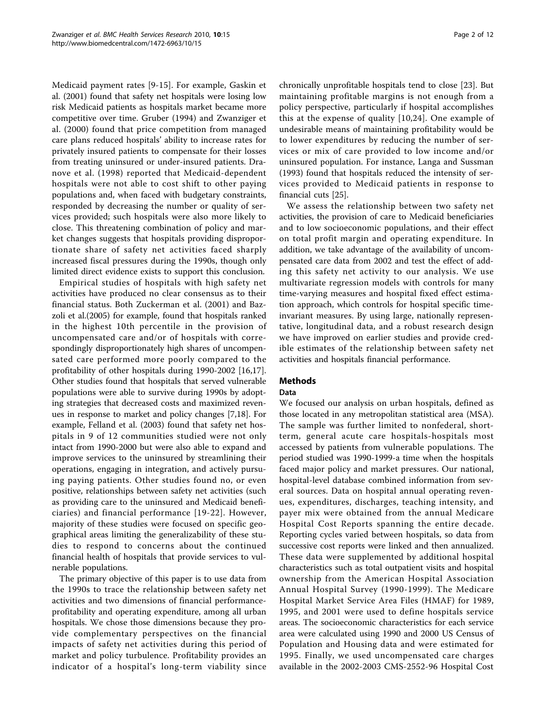Medicaid payment rates [9-15]. For example, Gaskin et al. (2001) found that safety net hospitals were losing low risk Medicaid patients as hospitals market became more competitive over time. Gruber (1994) and Zwanziger et al. (2000) found that price competition from managed care plans reduced hospitals' ability to increase rates for privately insured patients to compensate for their losses from treating uninsured or under-insured patients. Dranove et al. (1998) reported that Medicaid-dependent hospitals were not able to cost shift to other paying populations and, when faced with budgetary constraints, responded by decreasing the number or quality of services provided; such hospitals were also more likely to close. This threatening combination of policy and market changes suggests that hospitals providing disproportionate share of safety net activities faced sharply increased fiscal pressures during the 1990s, though only limited direct evidence exists to support this conclusion.

Empirical studies of hospitals with high safety net activities have produced no clear consensus as to their financial status. Both Zuckerman et al. (2001) and Bazzoli et al.(2005) for example, found that hospitals ranked in the highest 10th percentile in the provision of uncompensated care and/or of hospitals with correspondingly disproportionately high shares of uncompensated care performed more poorly compared to the profitability of other hospitals during 1990-2002 [16,17]. Other studies found that hospitals that served vulnerable populations were able to survive during 1990s by adopting strategies that decreased costs and maximized revenues in response to market and policy changes [7,18]. For example, Felland et al. (2003) found that safety net hospitals in 9 of 12 communities studied were not only intact from 1990-2000 but were also able to expand and improve services to the uninsured by streamlining their operations, engaging in integration, and actively pursuing paying patients. Other studies found no, or even positive, relationships between safety net activities (such as providing care to the uninsured and Medicaid beneficiaries) and financial performance [19-22]. However, majority of these studies were focused on specific geographical areas limiting the generalizability of these studies to respond to concerns about the continued financial health of hospitals that provide services to vulnerable populations.

The primary objective of this paper is to use data from the 1990s to trace the relationship between safety net activities and two dimensions of financial performance-profitability and operating expenditure, among all urban hospitals. We chose those dimensions because they provide complementary perspectives on the financial impacts of safety net activities during this period of market and policy turbulence. Profitability provides an indicator of a hospital's long-term viability since chronically unprofitable hospitals tend to close [23]. But maintaining profitable margins is not enough from a policy perspective, particularly if hospital accomplishes this at the expense of quality [10,24]. One example of undesirable means of maintaining profitability would be to lower expenditures by reducing the number of services or mix of care provided to low income and/or uninsured population. For instance, Langa and Sussman (1993) found that hospitals reduced the intensity of services provided to Medicaid patients in response to financial cuts [25].

We assess the relationship between two safety net activities, the provision of care to Medicaid beneficiaries and to low socioeconomic populations, and their effect on total profit margin and operating expenditure. In addition, we take advantage of the availability of uncompensated care data from 2002 and test the effect of adding this safety net activity to our analysis. We use multivariate regression models with controls for many time-varying measures and hospital fixed effect estimation approach, which controls for hospital specific time-invariant measures. By using large, nationally representative, longitudinal data, and a robust research design we have improved on earlier studies and provide credible estimates of the relationship between safety net activities and hospitals financial performance.

## Methods

### Data

We focused our analysis on urban hospitals, defined as those located in any metropolitan statistical area (MSA). The sample was further limited to nonfederal, short-term, general acute care hospitals-hospitals most accessed by patients from vulnerable populations. The period studied was 1990-1999-a time when the hospitals faced major policy and market pressures. Our national, hospital-level database combined information from several sources. Data on hospital annual operating revenues, expenditures, discharges, teaching intensity, and payer mix were obtained from the annual Medicare Hospital Cost Reports spanning the entire decade. Reporting cycles varied between hospitals, so data from successive cost reports were linked and then annualized. These data were supplemented by additional hospital characteristics such as total outpatient visits and hospital ownership from the American Hospital Association Annual Hospital Survey (1990-1999). The Medicare Hospital Market Service Area Files (HMAF) for 1989, 1995, and 2001 were used to define hospitals service areas. The socioeconomic characteristics for each service area were calculated using 1990 and 2000 US Census of Population and Housing data and were estimated for 1995. Finally, we used uncompensated care charges available in the 2002-2003 CMS-2552-96 Hospital Cost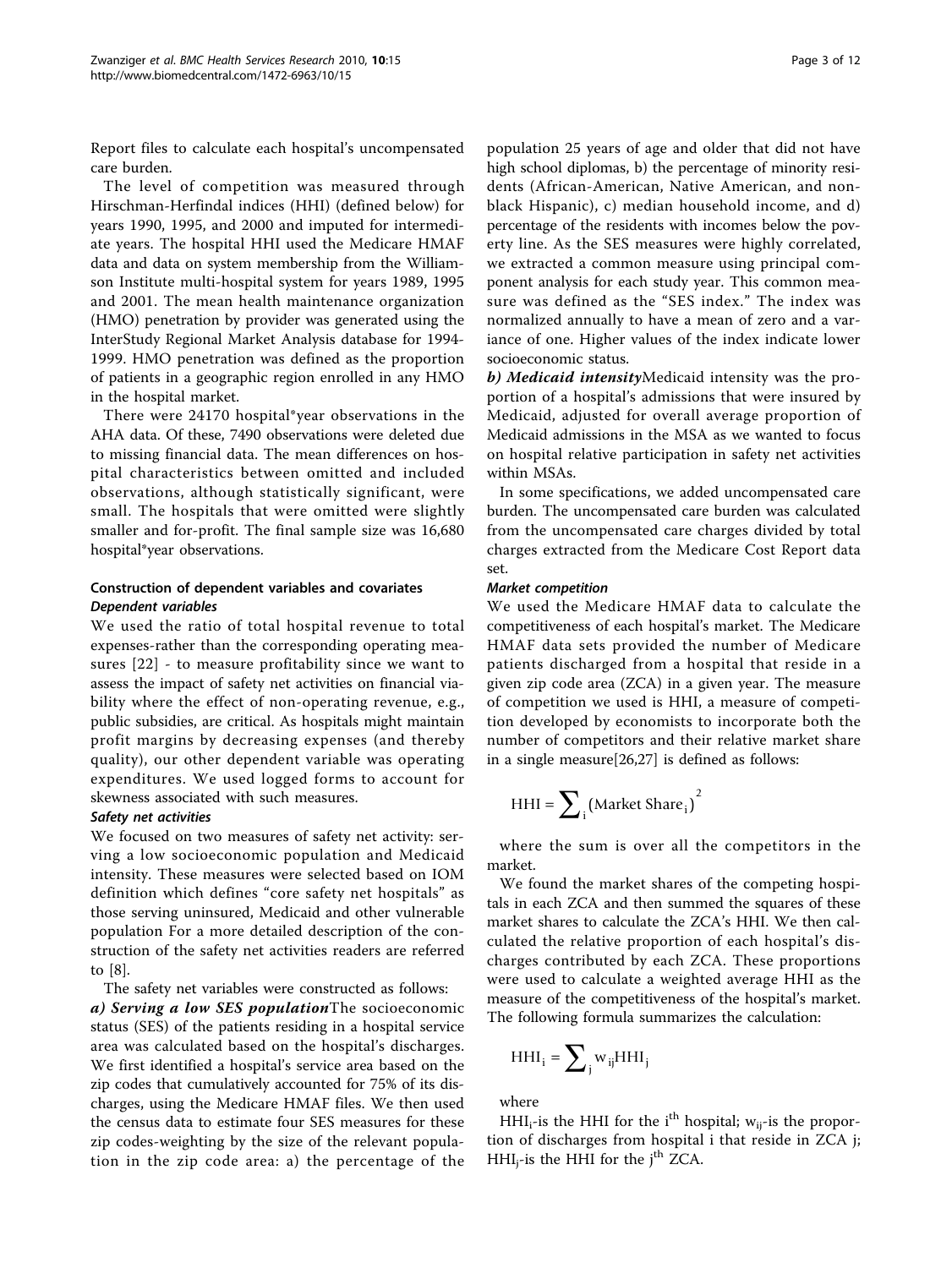Report files to calculate each hospital's uncompensated care burden.

The level of competition was measured through Hirschman-Herfindal indices (HHI) (defined below) for years 1990, 1995, and 2000 and imputed for intermediate years. The hospital HHI used the Medicare HMAF data and data on system membership from the Williamson Institute multi-hospital system for years 1989, 1995 and 2001. The mean health maintenance organization (HMO) penetration by provider was generated using the InterStudy Regional Market Analysis database for 1994-1999. HMO penetration was defined as the proportion of patients in a geographic region enrolled in any HMO in the hospital market.

There were 24170 hospital*year observations in the AHA data. Of these, 7490 observations were deleted due to missing financial data. The mean differences on hospital characteristics between omitted and included observations, although statistically significant, were small. The hospitals that were omitted were slightly smaller and for-profit. The final sample size was 16,680 hospital*year observations.

### Construction of dependent variables and covariates

#### Dependent variables

We used the ratio of total hospital revenue to total expenses-rather than the corresponding operating measures [22] - to measure profitability since we want to assess the impact of safety net activities on financial viability where the effect of non-operating revenue, e.g., public subsidies, are critical. As hospitals might maintain profit margins by decreasing expenses (and thereby quality), our other dependent variable was operating expenditures. We used logged forms to account for skewness associated with such measures.

#### Safety net activities

We focused on two measures of safety net activity: serving a low socioeconomic population and Medicaid intensity. These measures were selected based on IOM definition which defines "core safety net hospitals" as those serving uninsured, Medicaid and other vulnerable population For a more detailed description of the construction of the safety net activities readers are referred to [8].

The safety net variables were constructed as follows:

***a) Serving a low SES population*** The socioeconomic status (SES) of the patients residing in a hospital service area was calculated based on the hospital's discharges. We first identified a hospital's service area based on the zip codes that cumulatively accounted for 75% of its discharges, using the Medicare HMAF files. We then used the census data to estimate four SES measures for these zip codes-weighting by the size of the relevant population in the zip code area: a) the percentage of the population 25 years of age and older that did not have high school diplomas, b) the percentage of minority residents (African-American, Native American, and non-black Hispanic), c) median household income, and d) percentage of the residents with incomes below the poverty line. As the SES measures were highly correlated, we extracted a common measure using principal component analysis for each study year. This common measure was defined as the "SES index." The index was normalized annually to have a mean of zero and a variance of one. Higher values of the index indicate lower socioeconomic status.

***b) Medicaid intensity*** Medicaid intensity was the proportion of a hospital's admissions that were insured by Medicaid, adjusted for overall average proportion of Medicaid admissions in the MSA as we wanted to focus on hospital relative participation in safety net activities within MSAs.

In some specifications, we added uncompensated care burden. The uncompensated care burden was calculated from the uncompensated care charges divided by total charges extracted from the Medicare Cost Report data set.

#### Market competition

We used the Medicare HMAF data to calculate the competitiveness of each hospital's market. The Medicare HMAF data sets provided the number of Medicare patients discharged from a hospital that reside in a given zip code area (ZCA) in a given year. The measure of competition we used is HHI, a measure of competition developed by economists to incorporate both the number of competitors and their relative market share in a single measure[26,27] is defined as follows:

$$\text{HHI} = \sum_{i} (\text{Market Share}_i)^2$$

where the sum is over all the competitors in the market.

We found the market shares of the competing hospitals in each ZCA and then summed the squares of these market shares to calculate the ZCA's HHI. We then calculated the relative proportion of each hospital's discharges contributed by each ZCA. These proportions were used to calculate a weighted average HHI as the measure of the competitiveness of the hospital's market. The following formula summarizes the calculation:

$$\text{HHI}_i = \sum_{j} w_{ij} \text{HHI}_j$$

where

$\text{HHI}_i$-is the HHI for the $i^{th}$ hospital; $w_{ij}$-is the proportion of discharges from hospital i that reside in ZCA j; $\text{HHI}_j$-is the HHI for the $j^{th}$ ZCA.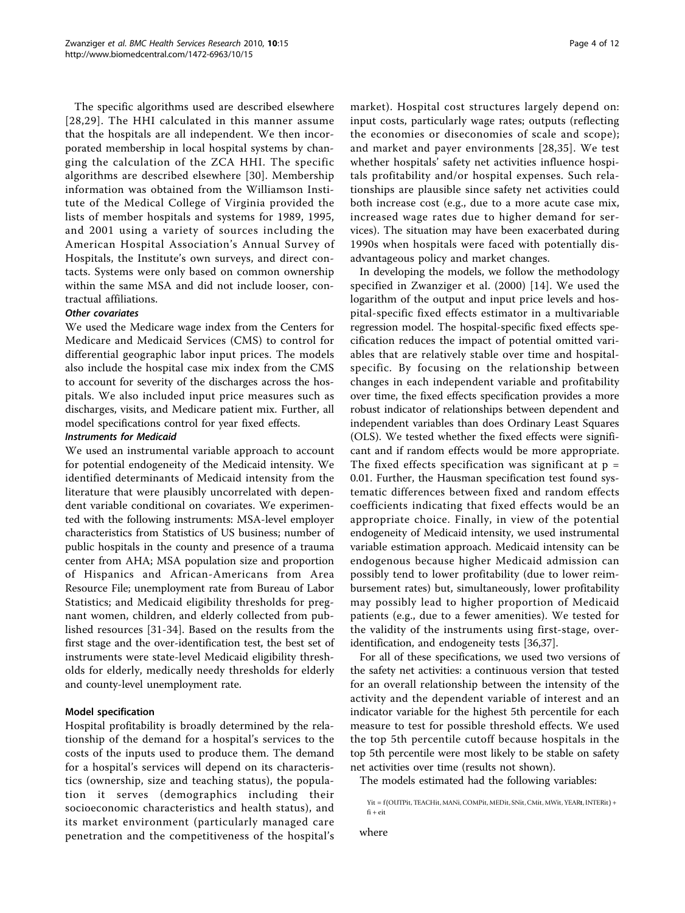The specific algorithms used are described elsewhere [28,29]. The HHI calculated in this manner assume that the hospitals are all independent. We then incorporated membership in local hospital systems by changing the calculation of the ZCA HHI. The specific algorithms are described elsewhere [30]. Membership information was obtained from the Williamson Institute of the Medical College of Virginia provided the lists of member hospitals and systems for 1989, 1995, and 2001 using a variety of sources including the American Hospital Association's Annual Survey of Hospitals, the Institute's own surveys, and direct contacts. Systems were only based on common ownership within the same MSA and did not include looser, contractual affiliations.

#### *Other covariates*

We used the Medicare wage index from the Centers for Medicare and Medicaid Services (CMS) to control for differential geographic labor input prices. The models also include the hospital case mix index from the CMS to account for severity of the discharges across the hospitals. We also included input price measures such as discharges, visits, and Medicare patient mix. Further, all model specifications control for year fixed effects.

#### *Instruments for Medicaid*

We used an instrumental variable approach to account for potential endogeneity of the Medicaid intensity. We identified determinants of Medicaid intensity from the literature that were plausibly uncorrelated with dependent variable conditional on covariates. We experimented with the following instruments: MSA-level employer characteristics from Statistics of US business; number of public hospitals in the county and presence of a trauma center from AHA; MSA population size and proportion of Hispanics and African-Americans from Area Resource File; unemployment rate from Bureau of Labor Statistics; and Medicaid eligibility thresholds for pregnant women, children, and elderly collected from published resources [31-34]. Based on the results from the first stage and the over-identification test, the best set of instruments were state-level Medicaid eligibility thresholds for elderly, medically needy thresholds for elderly and county-level unemployment rate.

### Model specification

Hospital profitability is broadly determined by the relationship of the demand for a hospital's services to the costs of the inputs used to produce them. The demand for a hospital's services will depend on its characteristics (ownership, size and teaching status), the population it serves (demographics including their socioeconomic characteristics and health status), and its market environment (particularly managed care penetration and the competitiveness of the hospital's market). Hospital cost structures largely depend on: input costs, particularly wage rates; outputs (reflecting the economies or diseconomies of scale and scope); and market and payer environments [28,35]. We test whether hospitals' safety net activities influence hospitals profitability and/or hospital expenses. Such relationships are plausible since safety net activities could both increase cost (e.g., due to a more acute case mix, increased wage rates due to higher demand for services). The situation may have been exacerbated during 1990s when hospitals were faced with potentially disadvantageous policy and market changes.

In developing the models, we follow the methodology specified in Zwanziger et al. (2000) [14]. We used the logarithm of the output and input price levels and hospital-specific fixed effects estimator in a multivariable regression model. The hospital-specific fixed effects specification reduces the impact of potential omitted variables that are relatively stable over time and hospital-specific. By focusing on the relationship between changes in each independent variable and profitability over time, the fixed effects specification provides a more robust indicator of relationships between dependent and independent variables than does Ordinary Least Squares (OLS). We tested whether the fixed effects were significant and if random effects would be more appropriate. The fixed effects specification was significant at $p = 0.01$. Further, the Hausman specification test found systematic differences between fixed and random effects coefficients indicating that fixed effects would be an appropriate choice. Finally, in view of the potential endogeneity of Medicaid intensity, we used instrumental variable estimation approach. Medicaid intensity can be endogenous because higher Medicaid admission can possibly tend to lower profitability (due to lower reimbursement rates) but, simultaneously, lower profitability may possibly lead to higher proportion of Medicaid patients (e.g., due to a fewer amenities). We tested for the validity of the instruments using first-stage, over-identification, and endogeneity tests [36,37].

For all of these specifications, we used two versions of the safety net activities: a continuous version that tested for an overall relationship between the intensity of the activity and the dependent variable of interest and an indicator variable for the highest 5th percentile for each measure to test for possible threshold effects. We used the top 5th percentile cutoff because hospitals in the top 5th percentile were most likely to be stable on safety net activities over time (results not shown).

The models estimated had the following variables:

$$Y_{it} = f(OUTP_{it}, TEACH_{it}, MAN_{i}, COMP_{it}, MED_{it}, SN_{it}, CM_{it}, MW_{it}, YEAR_{t}, INTER_{it}) + f_{i} + e_{it}$$

where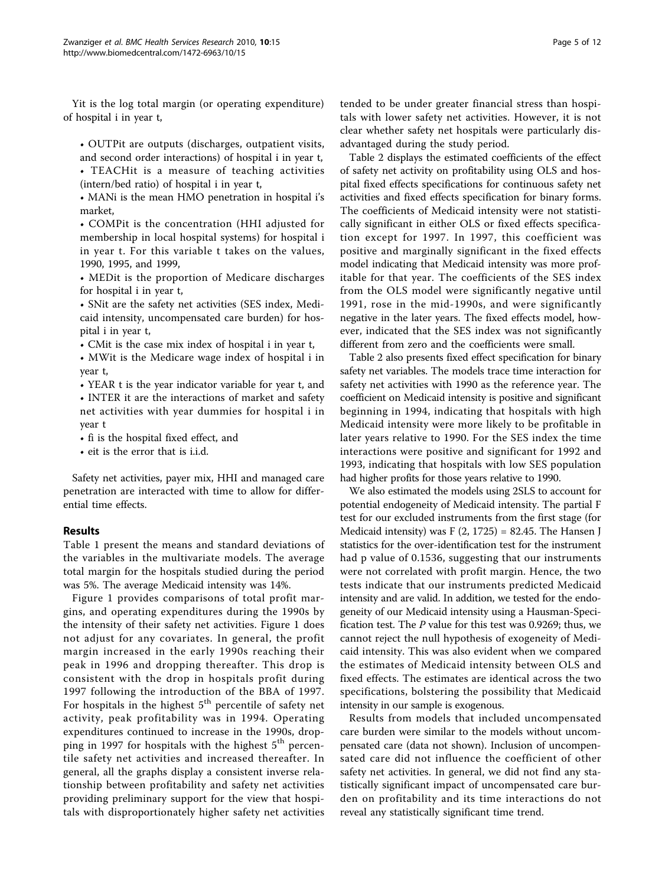Yit is the log total margin (or operating expenditure) of hospital i in year t,

- OUTPit are outputs (discharges, outpatient visits, and second order interactions) of hospital i in year t,
- TEACHit is a measure of teaching activities (intern/bed ratio) of hospital i in year t,
- MANi is the mean HMO penetration in hospital i's market,
- COMPit is the concentration (HHI adjusted for membership in local hospital systems) for hospital i in year t. For this variable t takes on the values, 1990, 1995, and 1999,
- MEDit is the proportion of Medicare discharges for hospital i in year t,
- SNit are the safety net activities (SES index, Medicaid intensity, uncompensated care burden) for hospital i in year t,
- CMit is the case mix index of hospital i in year t,
- MWit is the Medicare wage index of hospital i in year t,
- YEAR t is the year indicator variable for year t, and
- INTER it are the interactions of market and safety net activities with year dummies for hospital i in year t
- fi is the hospital fixed effect, and
- eit is the error that is i.i.d.

Safety net activities, payer mix, HHI and managed care penetration are interacted with time to allow for differential time effects.

## Results

Table 1 present the means and standard deviations of the variables in the multivariate models. The average total margin for the hospitals studied during the period was 5%. The average Medicaid intensity was 14%.

Figure 1 provides comparisons of total profit margins, and operating expenditures during the 1990s by the intensity of their safety net activities. Figure 1 does not adjust for any covariates. In general, the profit margin increased in the early 1990s reaching their peak in 1996 and dropping thereafter. This drop is consistent with the drop in hospitals profit during 1997 following the introduction of the BBA of 1997. For hospitals in the highest 5[th] percentile of safety net activity, peak profitability was in 1994. Operating expenditures continued to increase in the 1990s, dropping in 1997 for hospitals with the highest 5[th] percentile safety net activities and increased thereafter. In general, all the graphs display a consistent inverse relationship between profitability and safety net activities providing preliminary support for the view that hospitals with disproportionately higher safety net activities tended to be under greater financial stress than hospitals with lower safety net activities. However, it is not clear whether safety net hospitals were particularly disadvantaged during the study period.

Table 2 displays the estimated coefficients of the effect of safety net activity on profitability using OLS and hospital fixed effects specifications for continuous safety net activities and fixed effects specification for binary forms. The coefficients of Medicaid intensity were not statistically significant in either OLS or fixed effects specification except for 1997. In 1997, this coefficient was positive and marginally significant in the fixed effects model indicating that Medicaid intensity was more profitable for that year. The coefficients of the SES index from the OLS model were significantly negative until 1991, rose in the mid-1990s, and were significantly negative in the later years. The fixed effects model, however, indicated that the SES index was not significantly different from zero and the coefficients were small.

Table 2 also presents fixed effect specification for binary safety net variables. The models trace time interaction for safety net activities with 1990 as the reference year. The coefficient on Medicaid intensity is positive and significant beginning in 1994, indicating that hospitals with high Medicaid intensity were more likely to be profitable in later years relative to 1990. For the SES index the time interactions were positive and significant for 1992 and 1993, indicating that hospitals with low SES population had higher profits for those years relative to 1990.

We also estimated the models using 2SLS to account for potential endogeneity of Medicaid intensity. The partial F test for our excluded instruments from the first stage (for Medicaid intensity) was $F(2, 1725) = 82.45$. The Hansen J statistics for the over-identification test for the instrument had p value of 0.1536, suggesting that our instruments were not correlated with profit margin. Hence, the two tests indicate that our instruments predicted Medicaid intensity and are valid. In addition, we tested for the endogeneity of our Medicaid intensity using a Hausman-Specification test. The $P$ value for this test was 0.9269; thus, we cannot reject the null hypothesis of exogeneity of Medicaid intensity. This was also evident when we compared the estimates of Medicaid intensity between OLS and fixed effects. The estimates are identical across the two specifications, bolstering the possibility that Medicaid intensity in our sample is exogenous.

Results from models that included uncompensated care burden were similar to the models without uncompensated care (data not shown). Inclusion of uncompensated care did not influence the coefficient of other safety net activities. In general, we did not find any statistically significant impact of uncompensated care burden on profitability and its time interactions do not reveal any statistically significant time trend.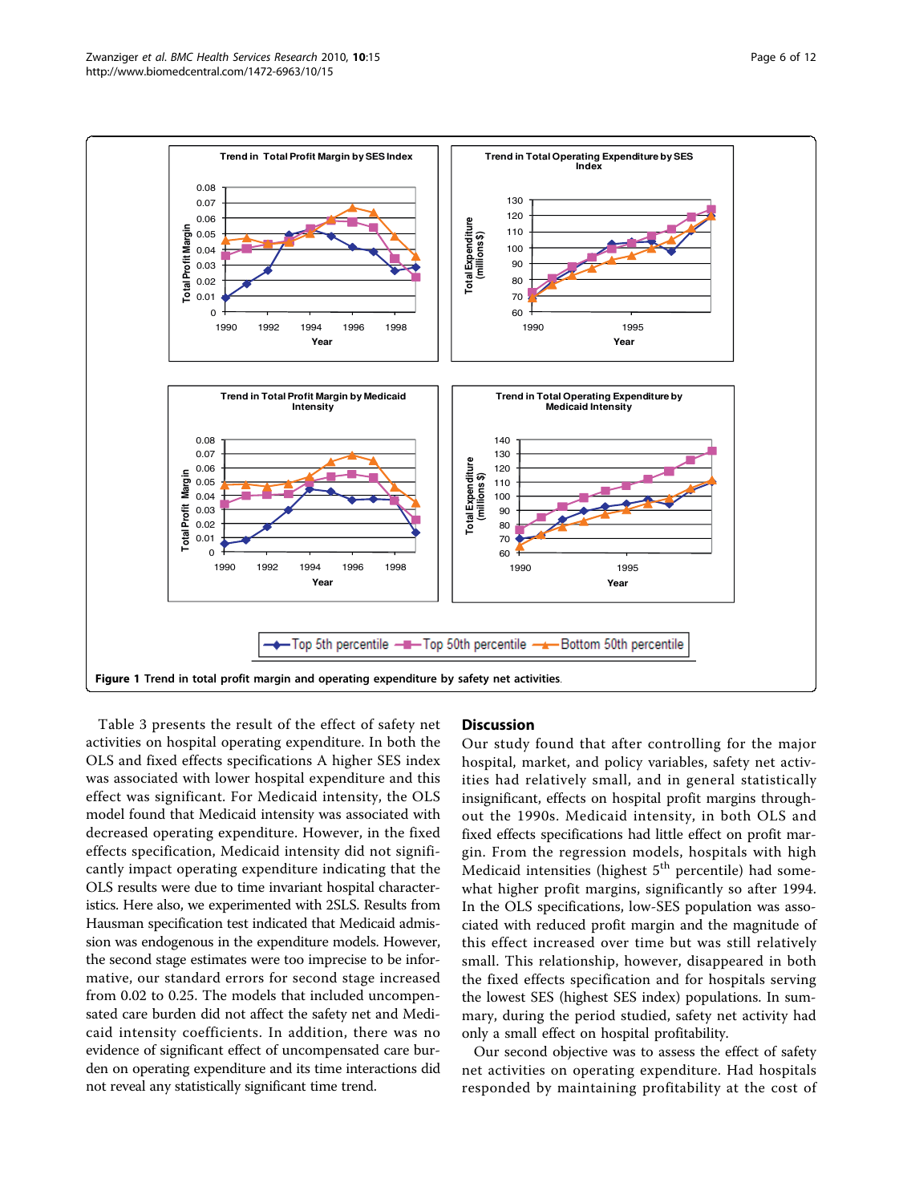**Figure 1 Trend in total profit margin and operating expenditure by safety net activities**.

Table 3 presents the result of the effect of safety net activities on hospital operating expenditure. In both the OLS and fixed effects specifications A higher SES index was associated with lower hospital expenditure and this effect was significant. For Medicaid intensity, the OLS model found that Medicaid intensity was associated with decreased operating expenditure. However, in the fixed effects specification, Medicaid intensity did not significantly impact operating expenditure indicating that the OLS results were due to time invariant hospital characteristics. Here also, we experimented with 2SLS. Results from Hausman specification test indicated that Medicaid admission was endogenous in the expenditure models. However, the second stage estimates were too imprecise to be informative, our standard errors for second stage increased from 0.02 to 0.25. The models that included uncompensated care burden did not affect the safety net and Medicaid intensity coefficients. In addition, there was no evidence of significant effect of uncompensated care burden on operating expenditure and its time interactions did not reveal any statistically significant time trend.

## Discussion

Our study found that after controlling for the major hospital, market, and policy variables, safety net activities had relatively small, and in general statistically insignificant, effects on hospital profit margins throughout the 1990s. Medicaid intensity, in both OLS and fixed effects specifications had little effect on profit margin. From the regression models, hospitals with high Medicaid intensities (highest 5th percentile) had somewhat higher profit margins, significantly so after 1994. In the OLS specifications, low-SES population was associated with reduced profit margin and the magnitude of this effect increased over time but was still relatively small. This relationship, however, disappeared in both the fixed effects specification and for hospitals serving the lowest SES (highest SES index) populations. In summary, during the period studied, safety net activity had only a small effect on hospital profitability.

Our second objective was to assess the effect of safety net activities on operating expenditure. Had hospitals responded by maintaining profitability at the cost of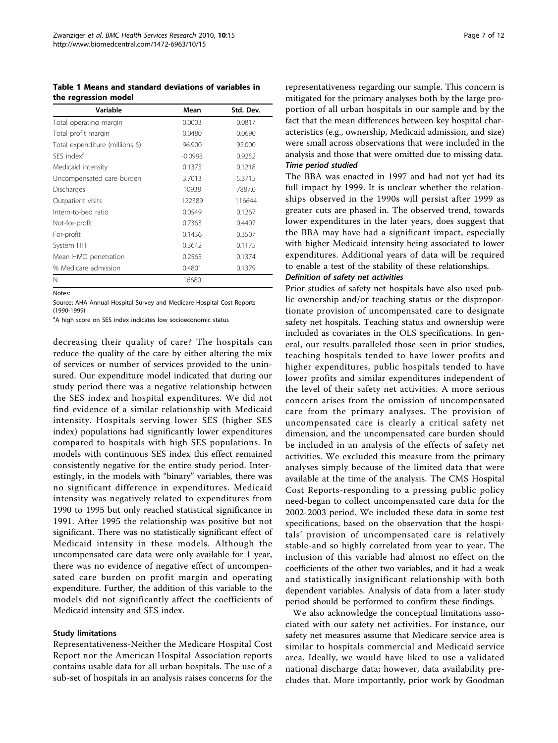**Table 1 Means and standard deviations of variables in the regression model**

| Variable | Mean | Std. Dev. |
|---|---|---|
| Total operating margin | 0.0003 | 0.0817 |
| Total profit margin | 0.0480 | 0.0690 |
| Total expenditure (millions $) | 96.900 | 92.000 |
| SES index[a] | -0.0993 | 0.9252 |
| Medicaid intensity | 0.1375 | 0.1218 |
| Uncompensated care burden | 3.7013 | 5.3715 |
| Discharges | 10938 | 7887.0 |
| Outpatient visits | 122389 | 116644 |
| Intern-to-bed ratio | 0.0549 | 0.1267 |
| Not-for-profit | 0.7363 | 0.4407 |
| For-profit | 0.1436 | 0.3507 |
| System HHI | 0.3642 | 0.1175 |
| Mean HMO penetration | 0.2565 | 0.1374 |
| % Medicare admission | 0.4801 | 0.1379 |
| N | 16680 | |

Notes:

Source: AHA Annual Hospital Survey and Medicare Hospital Cost Reports (1990-1999)

[a]A high score on SES index indicates low socioeconomic status

decreasing their quality of care? The hospitals can reduce the quality of the care by either altering the mix of services or number of services provided to the uninsured. Our expenditure model indicated that during our study period there was a negative relationship between the SES index and hospital expenditures. We did not find evidence of a similar relationship with Medicaid intensity. Hospitals serving lower SES (higher SES index) populations had significantly lower expenditures compared to hospitals with high SES populations. In models with continuous SES index this effect remained consistently negative for the entire study period. Interestingly, in the models with "binary" variables, there was no significant difference in expenditures. Medicaid intensity was negatively related to expenditures from 1990 to 1995 but only reached statistical significance in 1991. After 1995 the relationship was positive but not significant. There was no statistically significant effect of Medicaid intensity in these models. Although the uncompensated care data were only available for 1 year, there was no evidence of negative effect of uncompensated care burden on profit margin and operating expenditure. Further, the addition of this variable to the models did not significantly affect the coefficients of Medicaid intensity and SES index.

## Study limitations

Representativeness-Neither the Medicare Hospital Cost Report nor the American Hospital Association reports contains usable data for all urban hospitals. The use of a sub-set of hospitals in an analysis raises concerns for the representativeness regarding our sample. This concern is mitigated for the primary analyses both by the large proportion of all urban hospitals in our sample and by the fact that the mean differences between key hospital characteristics (e.g., ownership, Medicaid admission, and size) were small across observations that were included in the analysis and those that were omitted due to missing data.

### *Time period studied*

The BBA was enacted in 1997 and had not yet had its full impact by 1999. It is unclear whether the relationships observed in the 1990s will persist after 1999 as greater cuts are phased in. The observed trend, towards lower expenditures in the later years, does suggest that the BBA may have had a significant impact, especially with higher Medicaid intensity being associated to lower expenditures. Additional years of data will be required to enable a test of the stability of these relationships.

### *Definition of safety net activities*

Prior studies of safety net hospitals have also used public ownership and/or teaching status or the disproportionate provision of uncompensated care to designate safety net hospitals. Teaching status and ownership were included as covariates in the OLS specifications. In general, our results paralleled those seen in prior studies, teaching hospitals tended to have lower profits and higher expenditures, public hospitals tended to have lower profits and similar expenditures independent of the level of their safety net activities. A more serious concern arises from the omission of uncompensated care from the primary analyses. The provision of uncompensated care is clearly a critical safety net dimension, and the uncompensated care burden should be included in an analysis of the effects of safety net activities. We excluded this measure from the primary analyses simply because of the limited data that were available at the time of the analysis. The CMS Hospital Cost Reports-responding to a pressing public policy need-began to collect uncompensated care data for the 2002-2003 period. We included these data in some test specifications, based on the observation that the hospitals' provision of uncompensated care is relatively stable-and so highly correlated from year to year. The inclusion of this variable had almost no effect on the coefficients of the other two variables, and it had a weak and statistically insignificant relationship with both dependent variables. Analysis of data from a later study period should be performed to confirm these findings.

We also acknowledge the conceptual limitations associated with our safety net activities. For instance, our safety net measures assume that Medicare service area is similar to hospitals commercial and Medicaid service area. Ideally, we would have liked to use a validated national discharge data; however, data availability precludes that. More importantly, prior work by Goodman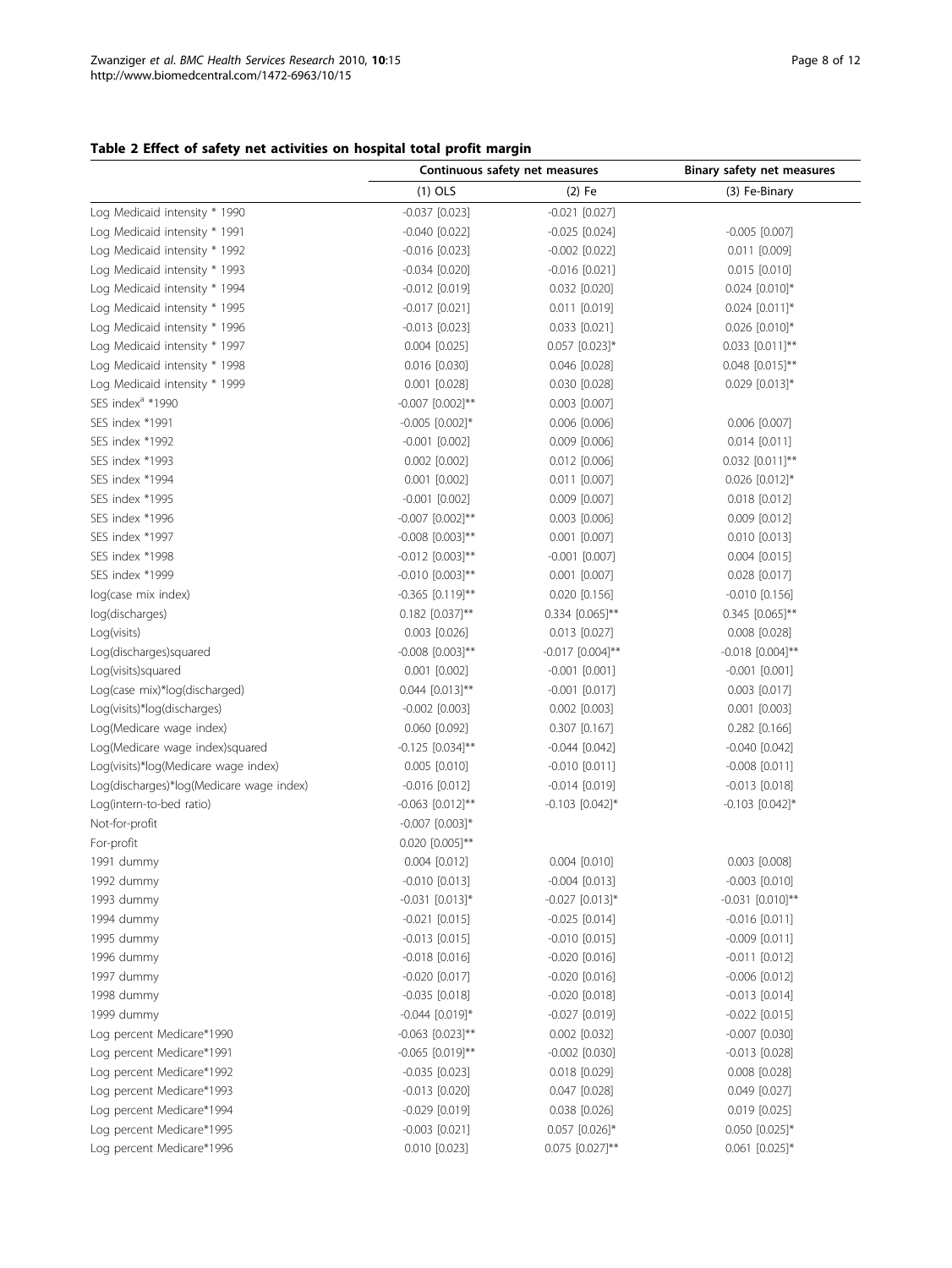**Table 2 Effect of safety net activities on hospital total profit margin**

| | Continuous safety net measures | | Binary safety net measures |
|---|---|---|---|
| | (1) OLS | (2) Fe | (3) Fe-Binary |
| Log Medicaid intensity * 1990 | -0.037 [0.023] | -0.021 [0.027] | |
| Log Medicaid intensity * 1991 | -0.040 [0.022] | -0.025 [0.024] | -0.005 [0.007] |
| Log Medicaid intensity * 1992 | -0.016 [0.023] | -0.002 [0.022] | 0.011 [0.009] |
| Log Medicaid intensity * 1993 | -0.034 [0.020] | -0.016 [0.021] | 0.015 [0.010] |
| Log Medicaid intensity * 1994 | -0.012 [0.019] | 0.032 [0.020] | 0.024 [0.010]* |
| Log Medicaid intensity * 1995 | -0.017 [0.021] | 0.011 [0.019] | 0.024 [0.011]* |
| Log Medicaid intensity * 1996 | -0.013 [0.023] | 0.033 [0.021] | 0.026 [0.010]* |
| Log Medicaid intensity * 1997 | 0.004 [0.025] | 0.057 [0.023]* | 0.033 [0.011]** |
| Log Medicaid intensity * 1998 | 0.016 [0.030] | 0.046 [0.028] | 0.048 [0.015]** |
| Log Medicaid intensity * 1999 | 0.001 [0.028] | 0.030 [0.028] | 0.029 [0.013]* |
| SES index[a] *1990 | -0.007 [0.002]** | 0.003 [0.007] | |
| SES index *1991 | -0.005 [0.002]* | 0.006 [0.006] | 0.006 [0.007] |
| SES index *1992 | -0.001 [0.002] | 0.009 [0.006] | 0.014 [0.011] |
| SES index *1993 | 0.002 [0.002] | 0.012 [0.006] | 0.032 [0.011]** |
| SES index *1994 | 0.001 [0.002] | 0.011 [0.007] | 0.026 [0.012]* |
| SES index *1995 | -0.001 [0.002] | 0.009 [0.007] | 0.018 [0.012] |
| SES index *1996 | -0.007 [0.002]** | 0.003 [0.006] | 0.009 [0.012] |
| SES index *1997 | -0.008 [0.003]** | 0.001 [0.007] | 0.010 [0.013] |
| SES index *1998 | -0.012 [0.003]** | -0.001 [0.007] | 0.004 [0.015] |
| SES index *1999 | -0.010 [0.003]** | 0.001 [0.007] | 0.028 [0.017] |
| log(case mix index) | -0.365 [0.119]** | 0.020 [0.156] | -0.010 [0.156] |
| log(discharges) | 0.182 [0.037]** | 0.334 [0.065]** | 0.345 [0.065]** |
| Log(visits) | 0.003 [0.026] | 0.013 [0.027] | 0.008 [0.028] |
| Log(discharges)squared | -0.008 [0.003]** | -0.017 [0.004]** | -0.018 [0.004]** |
| Log(visits)squared | 0.001 [0.002] | -0.001 [0.001] | -0.001 [0.001] |
| Log(case mix)*log(discharged) | 0.044 [0.013]** | -0.001 [0.017] | 0.003 [0.017] |
| Log(visits)*log(discharges) | -0.002 [0.003] | 0.002 [0.003] | 0.001 [0.003] |
| Log(Medicare wage index) | 0.060 [0.092] | 0.307 [0.167] | 0.282 [0.166] |
| Log(Medicare wage index)squared | -0.125 [0.034]** | -0.044 [0.042] | -0.040 [0.042] |
| Log(visits)*log(Medicare wage index) | 0.005 [0.010] | -0.010 [0.011] | -0.008 [0.011] |
| Log(discharges)*log(Medicare wage index) | -0.016 [0.012] | -0.014 [0.019] | -0.013 [0.018] |
| Log(intern-to-bed ratio) | -0.063 [0.012]** | -0.103 [0.042]* | -0.103 [0.042]* |
| Not-for-profit | -0.007 [0.003]* | | |
| For-profit | 0.020 [0.005]** | | |
| 1991 dummy | 0.004 [0.012] | 0.004 [0.010] | 0.003 [0.008] |
| 1992 dummy | -0.010 [0.013] | -0.004 [0.013] | -0.003 [0.010] |
| 1993 dummy | -0.031 [0.013]* | -0.027 [0.013]* | -0.031 [0.010]** |
| 1994 dummy | -0.021 [0.015] | -0.025 [0.014] | -0.016 [0.011] |
| 1995 dummy | -0.013 [0.015] | -0.010 [0.015] | -0.009 [0.011] |
| 1996 dummy | -0.018 [0.016] | -0.020 [0.016] | -0.011 [0.012] |
| 1997 dummy | -0.020 [0.017] | -0.020 [0.016] | -0.006 [0.012] |
| 1998 dummy | -0.035 [0.018] | -0.020 [0.018] | -0.013 [0.014] |
| 1999 dummy | -0.044 [0.019]* | -0.027 [0.019] | -0.022 [0.015] |
| Log percent Medicare*1990 | -0.063 [0.023]** | 0.002 [0.032] | -0.007 [0.030] |
| Log percent Medicare*1991 | -0.065 [0.019]** | -0.002 [0.030] | -0.013 [0.028] |
| Log percent Medicare*1992 | -0.035 [0.023] | 0.018 [0.029] | 0.008 [0.028] |
| Log percent Medicare*1993 | -0.013 [0.020] | 0.047 [0.028] | 0.049 [0.027] |
| Log percent Medicare*1994 | -0.029 [0.019] | 0.038 [0.026] | 0.019 [0.025] |
| Log percent Medicare*1995 | -0.003 [0.021] | 0.057 [0.026]* | 0.050 [0.025]* |
| Log percent Medicare*1996 | 0.010 [0.023] | 0.075 [0.027]** | 0.061 [0.025]* |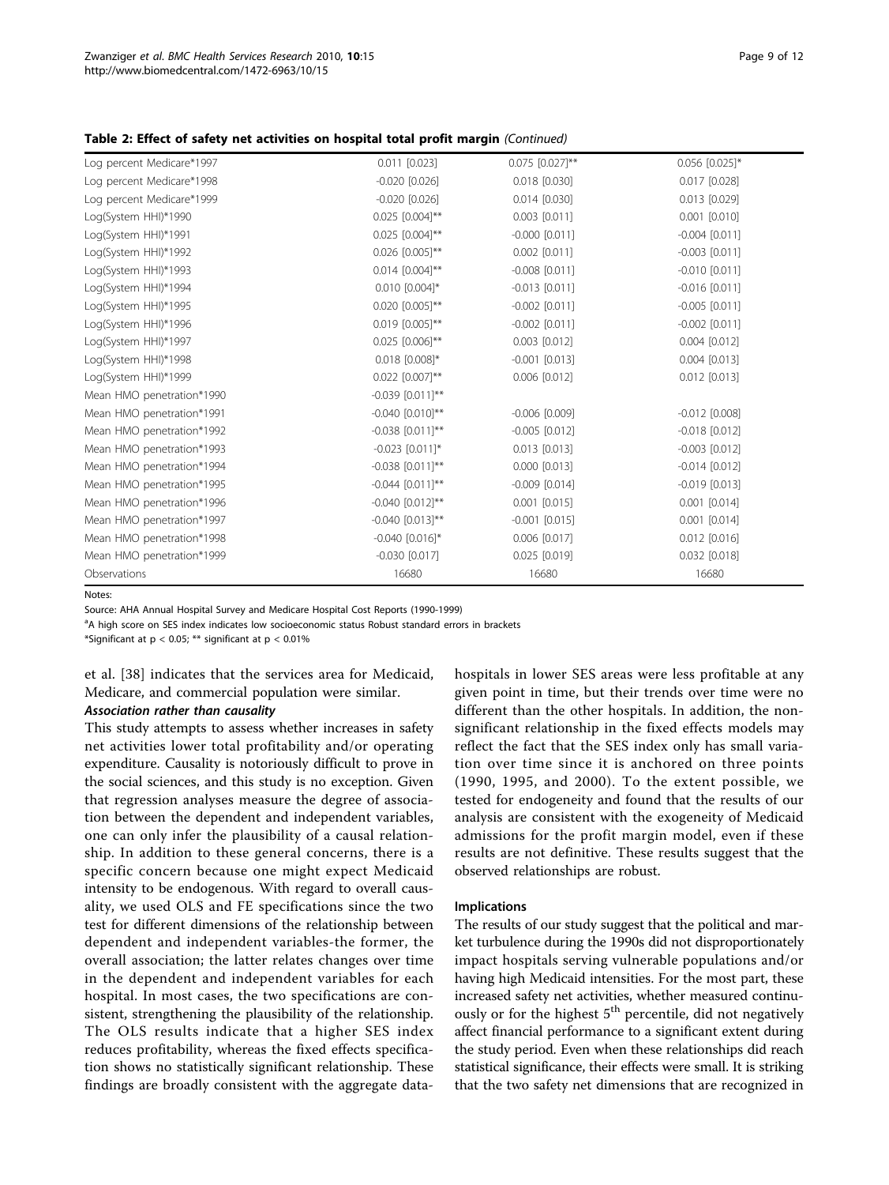**Table 2: Effect of safety net activities on hospital total profit margin** *(Continued)*

| | | | |
|---|---|---|---|
| Log percent Medicare*1997 | 0.011 [0.023] | 0.075 [0.027]** | 0.056 [0.025]* |
| Log percent Medicare*1998 | -0.020 [0.026] | 0.018 [0.030] | 0.017 [0.028] |
| Log percent Medicare*1999 | -0.020 [0.026] | 0.014 [0.030] | 0.013 [0.029] |
| Log(System HHI)*1990 | 0.025 [0.004]** | 0.003 [0.011] | 0.001 [0.010] |
| Log(System HHI)*1991 | 0.025 [0.004]** | -0.000 [0.011] | -0.004 [0.011] |
| Log(System HHI)*1992 | 0.026 [0.005]** | 0.002 [0.011] | -0.003 [0.011] |
| Log(System HHI)*1993 | 0.014 [0.004]** | -0.008 [0.011] | -0.010 [0.011] |
| Log(System HHI)*1994 | 0.010 [0.004]* | -0.013 [0.011] | -0.016 [0.011] |
| Log(System HHI)*1995 | 0.020 [0.005]** | -0.002 [0.011] | -0.005 [0.011] |
| Log(System HHI)*1996 | 0.019 [0.005]** | -0.002 [0.011] | -0.002 [0.011] |
| Log(System HHI)*1997 | 0.025 [0.006]** | 0.003 [0.012] | 0.004 [0.012] |
| Log(System HHI)*1998 | 0.018 [0.008]* | -0.001 [0.013] | 0.004 [0.013] |
| Log(System HHI)*1999 | 0.022 [0.007]** | 0.006 [0.012] | 0.012 [0.013] |
| Mean HMO penetration*1990 | -0.039 [0.011]** | | |
| Mean HMO penetration*1991 | -0.040 [0.010]** | -0.006 [0.009] | -0.012 [0.008] |
| Mean HMO penetration*1992 | -0.038 [0.011]** | -0.005 [0.012] | -0.018 [0.012] |
| Mean HMO penetration*1993 | -0.023 [0.011]* | 0.013 [0.013] | -0.003 [0.012] |
| Mean HMO penetration*1994 | -0.038 [0.011]** | 0.000 [0.013] | -0.014 [0.012] |
| Mean HMO penetration*1995 | -0.044 [0.011]** | -0.009 [0.014] | -0.019 [0.013] |
| Mean HMO penetration*1996 | -0.040 [0.012]** | 0.001 [0.015] | 0.001 [0.014] |
| Mean HMO penetration*1997 | -0.040 [0.013]** | -0.001 [0.015] | 0.001 [0.014] |
| Mean HMO penetration*1998 | -0.040 [0.016]* | 0.006 [0.017] | 0.012 [0.016] |
| Mean HMO penetration*1999 | -0.030 [0.017] | 0.025 [0.019] | 0.032 [0.018] |
| Observations | 16680 | 16680 | 16680 |

Notes:

Source: AHA Annual Hospital Survey and Medicare Hospital Cost Reports (1990-1999)

[a]A high score on SES index indicates low socioeconomic status Robust standard errors in brackets

*Significant at $p < 0.05$; ** significant at $p < 0.01$%

et al. [38] indicates that the services area for Medicaid, Medicare, and commercial population were similar.

#### *Association rather than causality*

This study attempts to assess whether increases in safety net activities lower total profitability and/or operating expenditure. Causality is notoriously difficult to prove in the social sciences, and this study is no exception. Given that regression analyses measure the degree of association between the dependent and independent variables, one can only infer the plausibility of a causal relationship. In addition to these general concerns, there is a specific concern because one might expect Medicaid intensity to be endogenous. With regard to overall causality, we used OLS and FE specifications since the two test for different dimensions of the relationship between dependent and independent variables-the former, the overall association; the latter relates changes over time in the dependent and independent variables for each hospital. In most cases, the two specifications are consistent, strengthening the plausibility of the relationship. The OLS results indicate that a higher SES index reduces profitability, whereas the fixed effects specification shows no statistically significant relationship. These findings are broadly consistent with the aggregate data-hospitals in lower SES areas were less profitable at any given point in time, but their trends over time were no different than the other hospitals. In addition, the non-significant relationship in the fixed effects models may reflect the fact that the SES index only has small variation over time since it is anchored on three points (1990, 1995, and 2000). To the extent possible, we tested for endogeneity and found that the results of our analysis are consistent with the exogeneity of Medicaid admissions for the profit margin model, even if these results are not definitive. These results suggest that the observed relationships are robust.

### Implications

The results of our study suggest that the political and market turbulence during the 1990s did not disproportionately impact hospitals serving vulnerable populations and/or having high Medicaid intensities. For the most part, these increased safety net activities, whether measured continuously or for the highest 5[th] percentile, did not negatively affect financial performance to a significant extent during the study period. Even when these relationships did reach statistical significance, their effects were small. It is striking that the two safety net dimensions that are recognized in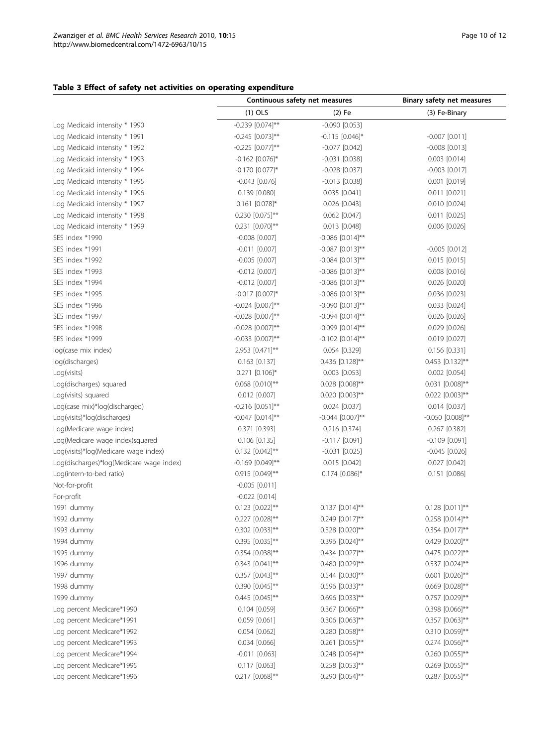**Table 3 Effect of safety net activities on operating expenditure**

| | Continuous safety net measures | | Binary safety net measures |
|---|---|---|---|
| | (1) OLS | (2) Fe | (3) Fe-Binary |
| Log Medicaid intensity * 1990 | -0.239 [0.074]** | -0.090 [0.053] | |
| Log Medicaid intensity * 1991 | -0.245 [0.073]** | -0.115 [0.046]* | -0.007 [0.011] |
| Log Medicaid intensity * 1992 | -0.225 [0.077]** | -0.077 [0.042] | -0.008 [0.013] |
| Log Medicaid intensity * 1993 | -0.162 [0.076]* | -0.031 [0.038] | 0.003 [0.014] |
| Log Medicaid intensity * 1994 | -0.170 [0.077]* | -0.028 [0.037] | -0.003 [0.017] |
| Log Medicaid intensity * 1995 | -0.043 [0.076] | -0.013 [0.038] | 0.001 [0.019] |
| Log Medicaid intensity * 1996 | 0.139 [0.080] | 0.035 [0.041] | 0.011 [0.021] |
| Log Medicaid intensity * 1997 | 0.161 [0.078]* | 0.026 [0.043] | 0.010 [0.024] |
| Log Medicaid intensity * 1998 | 0.230 [0.075]** | 0.062 [0.047] | 0.011 [0.025] |
| Log Medicaid intensity * 1999 | 0.231 [0.070]** | 0.013 [0.048] | 0.006 [0.026] |
| SES index *1990 | -0.008 [0.007] | -0.086 [0.014]** | |
| SES index *1991 | -0.011 [0.007] | -0.087 [0.013]** | -0.005 [0.012] |
| SES index *1992 | -0.005 [0.007] | -0.084 [0.013]** | 0.015 [0.015] |
| SES index *1993 | -0.012 [0.007] | -0.086 [0.013]** | 0.008 [0.016] |
| SES index *1994 | -0.012 [0.007] | -0.086 [0.013]** | 0.026 [0.020] |
| SES index *1995 | -0.017 [0.007]* | -0.086 [0.013]** | 0.036 [0.023] |
| SES index *1996 | -0.024 [0.007]** | -0.090 [0.013]** | 0.033 [0.024] |
| SES index *1997 | -0.028 [0.007]** | -0.094 [0.014]** | 0.026 [0.026] |
| SES index *1998 | -0.028 [0.007]** | -0.099 [0.014]** | 0.029 [0.026] |
| SES index *1999 | -0.033 [0.007]** | -0.102 [0.014]** | 0.019 [0.027] |
| log(case mix index) | 2.953 [0.471]** | 0.054 [0.329] | 0.156 [0.331] |
| log(discharges) | 0.163 [0.137] | 0.436 [0.128]** | 0.453 [0.132]** |
| Log(visits) | 0.271 [0.106]* | 0.003 [0.053] | 0.002 [0.054] |
| Log(discharges) squared | 0.068 [0.010]** | 0.028 [0.008]** | 0.031 [0.008]** |
| Log(visits) squared | 0.012 [0.007] | 0.020 [0.003]** | 0.022 [0.003]** |
| Log(case mix)*log(discharged) | -0.216 [0.051]** | 0.024 [0.037] | 0.014 [0.037] |
| Log(visits)*log(discharges) | -0.047 [0.014]** | -0.044 [0.007]** | -0.050 [0.008]** |
| Log(Medicare wage index) | 0.371 [0.393] | 0.216 [0.374] | 0.267 [0.382] |
| Log(Medicare wage index)squared | 0.106 [0.135] | -0.117 [0.091] | -0.109 [0.091] |
| Log(visits)*log(Medicare wage index) | 0.132 [0.042]** | -0.031 [0.025] | -0.045 [0.026] |
| Log(discharges)*log(Medicare wage index) | -0.169 [0.049]** | 0.015 [0.042] | 0.027 [0.042] |
| Log(intern-to-bed ratio) | 0.915 [0.049]** | 0.174 [0.086]* | 0.151 [0.086] |
| Not-for-profit | -0.005 [0.011] | | |
| For-profit | -0.022 [0.014] | | |
| 1991 dummy | 0.123 [0.022]** | 0.137 [0.014]** | 0.128 [0.011]** |
| 1992 dummy | 0.227 [0.028]** | 0.249 [0.017]** | 0.258 [0.014]** |
| 1993 dummy | 0.302 [0.033]** | 0.328 [0.020]** | 0.354 [0.017]** |
| 1994 dummy | 0.395 [0.035]** | 0.396 [0.024]** | 0.429 [0.020]** |
| 1995 dummy | 0.354 [0.038]** | 0.434 [0.027]** | 0.475 [0.022]** |
| 1996 dummy | 0.343 [0.041]** | 0.480 [0.029]** | 0.537 [0.024]** |
| 1997 dummy | 0.357 [0.043]** | 0.544 [0.030]** | 0.601 [0.026]** |
| 1998 dummy | 0.390 [0.045]** | 0.596 [0.033]** | 0.669 [0.028]** |
| 1999 dummy | 0.445 [0.045]** | 0.696 [0.033]** | 0.757 [0.029]** |
| Log percent Medicare*1990 | 0.104 [0.059] | 0.367 [0.066]** | 0.398 [0.066]** |
| Log percent Medicare*1991 | 0.059 [0.061] | 0.306 [0.063]** | 0.357 [0.063]** |
| Log percent Medicare*1992 | 0.054 [0.062] | 0.280 [0.058]** | 0.310 [0.059]** |
| Log percent Medicare*1993 | 0.034 [0.066] | 0.261 [0.055]** | 0.274 [0.056]** |
| Log percent Medicare*1994 | -0.011 [0.063] | 0.248 [0.054]** | 0.260 [0.055]** |
| Log percent Medicare*1995 | 0.117 [0.063] | 0.258 [0.053]** | 0.269 [0.055]** |
| Log percent Medicare*1996 | 0.217 [0.068]** | 0.290 [0.054]** | 0.287 [0.055]** |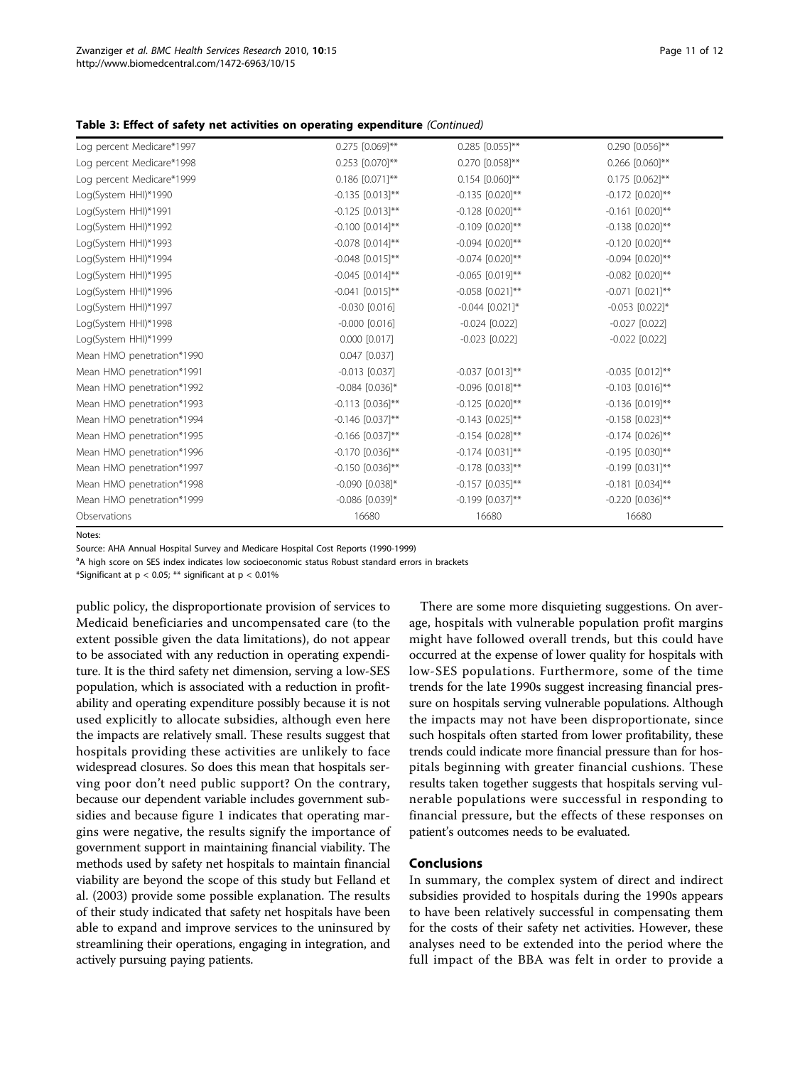**Table 3: Effect of safety net activities on operating expenditure** *(Continued)*

| | | | |
|---|---|---|---|
| Log percent Medicare*1997 | 0.275 [0.069]** | 0.285 [0.055]** | 0.290 [0.056]** |
| Log percent Medicare*1998 | 0.253 [0.070]** | 0.270 [0.058]** | 0.266 [0.060]** |
| Log percent Medicare*1999 | 0.186 [0.071]** | 0.154 [0.060]** | 0.175 [0.062]** |
| Log(System HHI)*1990 | -0.135 [0.013]** | -0.135 [0.020]** | -0.172 [0.020]** |
| Log(System HHI)*1991 | -0.125 [0.013]** | -0.128 [0.020]** | -0.161 [0.020]** |
| Log(System HHI)*1992 | -0.100 [0.014]** | -0.109 [0.020]** | -0.138 [0.020]** |
| Log(System HHI)*1993 | -0.078 [0.014]** | -0.094 [0.020]** | -0.120 [0.020]** |
| Log(System HHI)*1994 | -0.048 [0.015]** | -0.074 [0.020]** | -0.094 [0.020]** |
| Log(System HHI)*1995 | -0.045 [0.014]** | -0.065 [0.019]** | -0.082 [0.020]** |
| Log(System HHI)*1996 | -0.041 [0.015]** | -0.058 [0.021]** | -0.071 [0.021]** |
| Log(System HHI)*1997 | -0.030 [0.016] | -0.044 [0.021]* | -0.053 [0.022]* |
| Log(System HHI)*1998 | -0.000 [0.016] | -0.024 [0.022] | -0.027 [0.022] |
| Log(System HHI)*1999 | 0.000 [0.017] | -0.023 [0.022] | -0.022 [0.022] |
| Mean HMO penetration*1990 | 0.047 [0.037] | | |
| Mean HMO penetration*1991 | -0.013 [0.037] | -0.037 [0.013]** | -0.035 [0.012]** |
| Mean HMO penetration*1992 | -0.084 [0.036]* | -0.096 [0.018]** | -0.103 [0.016]** |
| Mean HMO penetration*1993 | -0.113 [0.036]** | -0.125 [0.020]** | -0.136 [0.019]** |
| Mean HMO penetration*1994 | -0.146 [0.037]** | -0.143 [0.025]** | -0.158 [0.023]** |
| Mean HMO penetration*1995 | -0.166 [0.037]** | -0.154 [0.028]** | -0.174 [0.026]** |
| Mean HMO penetration*1996 | -0.170 [0.036]** | -0.174 [0.031]** | -0.195 [0.030]** |
| Mean HMO penetration*1997 | -0.150 [0.036]** | -0.178 [0.033]** | -0.199 [0.031]** |
| Mean HMO penetration*1998 | -0.090 [0.038]* | -0.157 [0.035]** | -0.181 [0.034]** |
| Mean HMO penetration*1999 | -0.086 [0.039]* | -0.199 [0.037]** | -0.220 [0.036]** |
| Observations | 16680 | 16680 | 16680 |

Notes:

Source: AHA Annual Hospital Survey and Medicare Hospital Cost Reports (1990-1999)

[a]A high score on SES index indicates low socioeconomic status Robust standard errors in brackets

*Significant at $p < 0.05$; ** significant at $p < 0.01$%

public policy, the disproportionate provision of services to Medicaid beneficiaries and uncompensated care (to the extent possible given the data limitations), do not appear to be associated with any reduction in operating expenditure. It is the third safety net dimension, serving a low-SES population, which is associated with a reduction in profitability and operating expenditure possibly because it is not used explicitly to allocate subsidies, although even here the impacts are relatively small. These results suggest that hospitals providing these activities are unlikely to face widespread closures. So does this mean that hospitals serving poor don't need public support? On the contrary, because our dependent variable includes government subsidies and because figure 1 indicates that operating margins were negative, the results signify the importance of government support in maintaining financial viability. The methods used by safety net hospitals to maintain financial viability are beyond the scope of this study but Felland et al. (2003) provide some possible explanation. The results of their study indicated that safety net hospitals have been able to expand and improve services to the uninsured by streamlining their operations, engaging in integration, and actively pursuing paying patients.

There are some more disquieting suggestions. On average, hospitals with vulnerable population profit margins might have followed overall trends, but this could have occurred at the expense of lower quality for hospitals with low-SES populations. Furthermore, some of the time trends for the late 1990s suggest increasing financial pressure on hospitals serving vulnerable populations. Although the impacts may not have been disproportionate, since such hospitals often started from lower profitability, these trends could indicate more financial pressure than for hospitals beginning with greater financial cushions. These results taken together suggests that hospitals serving vulnerable populations were successful in responding to financial pressure, but the effects of these responses on patient's outcomes needs to be evaluated.

## Conclusions

In summary, the complex system of direct and indirect subsidies provided to hospitals during the 1990s appears to have been relatively successful in compensating them for the costs of their safety net activities. However, these analyses need to be extended into the period where the full impact of the BBA was felt in order to provide a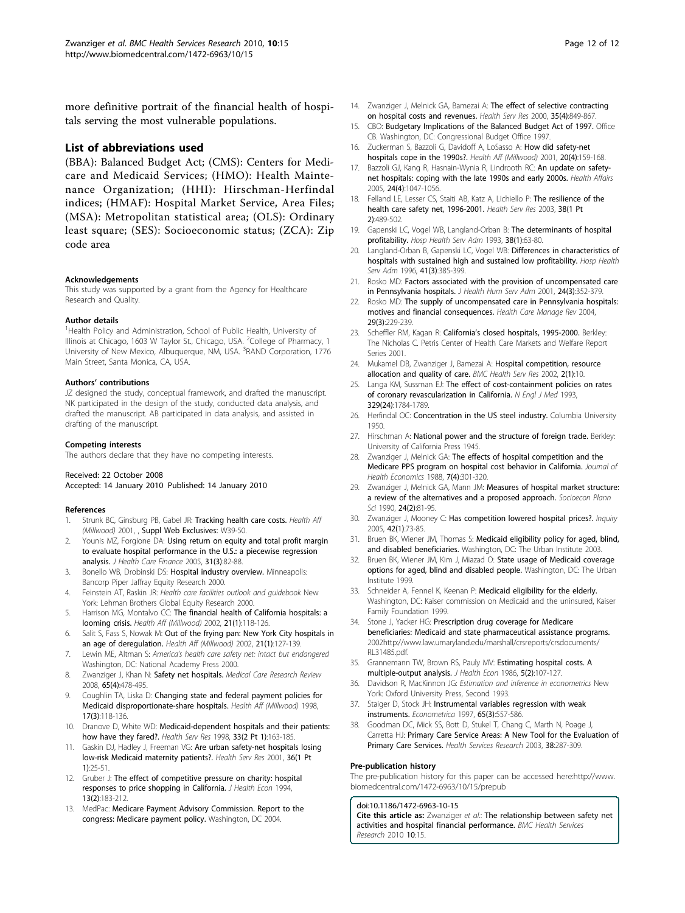more definitive portrait of the financial health of hospitals serving the most vulnerable populations.

## List of abbreviations used

(BBA): Balanced Budget Act; (CMS): Centers for Medicare and Medicaid Services; (HMO): Health Maintenance Organization; (HHI): Hirschman-Herfindal indices; (HMAF): Hospital Market Service, Area Files; (MSA): Metropolitan statistical area; (OLS): Ordinary least square; (SES): Socioeconomic status; (ZCA): Zip code area

#### Acknowledgements

This study was supported by a grant from the Agency for Healthcare Research and Quality.

#### Author details

[1]Health Policy and Administration, School of Public Health, University of Illinois at Chicago, 1603 W Taylor St., Chicago, USA. [2]College of Pharmacy, 1 University of New Mexico, Albuquerque, NM, USA. [3]RAND Corporation, 1776 Main Street, Santa Monica, CA, USA.

#### Authors' contributions

JZ designed the study, conceptual framework, and drafted the manuscript. NK participated in the design of the study, conducted data analysis, and drafted the manuscript. AB participated in data analysis, and assisted in drafting of the manuscript.

#### Competing interests

The authors declare that they have no competing interests.

Received: 22 October 2008
Accepted: 14 January 2010 Published: 14 January 2010

#### References

1. Strunk BC, Ginsburg PB, Gabel JR: **Tracking health care costs.** *Health Aff (Millwood)* 2001, , **Suppl Web Exclusives:** W39-50.
2. Younis MZ, Forgione DA: **Using return on equity and total profit margin to evaluate hospital performance in the U.S.: a piecewise regression analysis.** *J Health Care Finance* 2005, **31(3)**:82-88.
3. Bonello WB, Drobinski DS: **Hospital industry overview.** Minneapolis: Bancorp Piper Jaffray Equity Research 2000.
4. Feinstein AT, Raskin JR: *Health care facilities outlook and guidebook* New York: Lehman Brothers Global Equity Research 2000.
5. Harrison MG, Montalvo CC: **The financial health of California hospitals: a looming crisis.** *Health Aff (Millwood)* 2002, **21(1)**:118-126.
6. Salit S, Fass S, Nowak M: **Out of the frying pan: New York City hospitals in an age of deregulation.** *Health Aff (Millwood)* 2002, **21(1)**:127-139.
7. Lewin ME, Altman S: *America's health care safety net: intact but endangered* Washington, DC: National Academy Press 2000.
8. Zwanziger J, Khan N: **Safety net hospitals.** *Medical Care Research Review* 2008, **65(4)**:478-495.
9. Coughlin TA, Liska D: **Changing state and federal payment policies for Medicaid disproportionate-share hospitals.** *Health Aff (Millwood)* 1998, **17(3)**:118-136.
10. Dranove D, White WD: **Medicaid-dependent hospitals and their patients: how have they fared?.** *Health Serv Res* 1998, **33(2 Pt 1)**:163-185.
11. Gaskin DJ, Hadley J, Freeman VG: **Are urban safety-net hospitals losing low-risk Medicaid maternity patients?.** *Health Serv Res* 2001, **36(1 Pt 1)**:25-51.
12. Gruber J: **The effect of competitive pressure on charity: hospital responses to price shopping in California.** *J Health Econ* 1994, **13(2)**:183-212.
13. MedPac: **Medicare Payment Advisory Commission. Report to the congress: Medicare payment policy.** Washington, DC 2004.
14. Zwanziger J, Melnick GA, Bamezai A: **The effect of selective contracting on hospital costs and revenues.** *Health Serv Res* 2000, **35(4)**:849-867.
15. CBO: **Budgetary Implications of the Balanced Budget Act of 1997.** Office CB. Washington, DC: Congressional Budget Office 1997.
16. Zuckerman S, Bazzoli G, Davidoff A, LoSasso A: **How did safety-net hospitals cope in the 1990s?.** *Health Aff (Millwood)* 2001, **20(4)**:159-168.
17. Bazzoli GJ, Kang R, Hasnain-Wynia R, Lindrooth RC: **An update on safety-net hospitals: coping with the late 1990s and early 2000s.** *Health Affairs* 2005, **24(4)**:1047-1056.
18. Felland LE, Lesser CS, Staiti AB, Katz A, Lichiello P: **The resilience of the health care safety net, 1996-2001.** *Health Serv Res* 2003, **38(1 Pt 2)**:489-502.
19. Gapenski LC, Vogel WB, Langland-Orban B: **The determinants of hospital profitability.** *Hosp Health Serv Adm* 1993, **38(1)**:63-80.
20. Langland-Orban B, Gapenski LC, Vogel WB: **Differences in characteristics of hospitals with sustained high and sustained low profitability.** *Hosp Health Serv Adm* 1996, **41(3)**:385-399.
21. Rosko MD: **Factors associated with the provision of uncompensated care in Pennsylvania hospitals.** *J Health Hum Serv Adm* 2001, **24(3)**:352-379.
22. Rosko MD: **The supply of uncompensated care in Pennsylvania hospitals: motives and financial consequences.** *Health Care Manage Rev* 2004, **29(3)**:229-239.
23. Scheffler RM, Kagan R: **California's closed hospitals, 1995-2000.** Berkley: The Nicholas C. Petris Center of Health Care Markets and Welfare Report Series 2001.
24. Mukamel DB, Zwanziger J, Bamezai A: **Hospital competition, resource allocation and quality of care.** *BMC Health Serv Res* 2002, **2(1)**:10.
25. Langa KM, Sussman EJ: **The effect of cost-containment policies on rates of coronary revascularization in California.** *N Engl J Med* 1993, **329(24)**:1784-1789.
26. Herfindal OC: **Concentration in the US steel industry.** Columbia University 1950.
27. Hirschman A: **National power and the structure of foreign trade.** Berkley: University of California Press 1945.
28. Zwanziger J, Melnick GA: **The effects of hospital competition and the Medicare PPS program on hospital cost behavior in California.** *Journal of Health Economics* 1988, **7(4)**:301-320.
29. Zwanziger J, Melnick GA, Mann JM: **Measures of hospital market structure: a review of the alternatives and a proposed approach.** *Socioecon Plann Sci* 1990, **24(2)**:81-95.
30. Zwanziger J, Mooney C: **Has competition lowered hospital prices?.** *Inquiry* 2005, **42(1)**:73-85.
31. Bruen BK, Wiener JM, Thomas S: **Medicaid eligibility policy for aged, blind, and disabled beneficiaries.** Washington, DC: The Urban Institute 2003.
32. Bruen BK, Wiener JM, Kim J, Miazad O: **State usage of Medicaid coverage options for aged, blind and disabled people.** Washington, DC: The Urban Institute 1999.
33. Schneider A, Fennel K, Keenan P: **Medicaid eligibility for the elderly.** Washington, DC: Kaiser commission on Medicaid and the uninsured, Kaiser Family Foundation 1999.
34. Stone J, Yacker HG: **Prescription drug coverage for Medicare beneficiaries: Medicaid and state pharmaceutical assistance programs.** 2002http://www.law.umaryland.edu/marshall/crsreports/crsdocuments/RL31485.pdf.
35. Grannemann TW, Brown RS, Pauly MV: **Estimating hospital costs. A multiple-output analysis.** *J Health Econ* 1986, **5(2)**:107-127.
36. Davidson R, MacKinnon JG: *Estimation and inference in econometrics* New York: Oxford University Press, Second 1993.
37. Staiger D, Stock JH: **Instrumental variables regression with weak instruments.** *Econometrica* 1997, **65(3)**:557-586.
38. Goodman DC, Mick SS, Bott D, Stukel T, Chang C, Marth N, Poage J, Carretta HJ: **Primary Care Service Areas: A New Tool for the Evaluation of Primary Care Services.** *Health Services Research* 2003, **38**:287-309.

#### Pre-publication history

The pre-publication history for this paper can be accessed here:http://www.biomedcentral.com/1472-6963/10/15/prepub

doi:10.1186/1472-6963-10-15

**Cite this article as:** Zwanziger *et al.*: The relationship between safety net activities and hospital financial performance. *BMC Health Services Research* 2010 **10**:15.